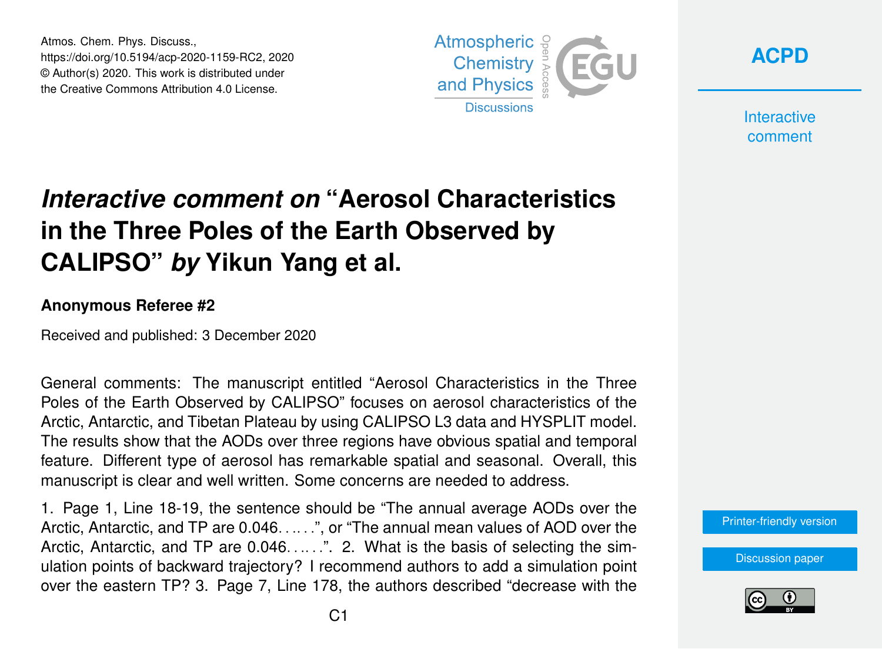# *Interactive comment on* "Aerosol Characteristics in the Three Poles of the Earth Observed by CALIPSO" *by* Yikun Yang et al.

**Anonymous Referee #2**

Received and published: 3 December 2020

General comments: The manuscript entitled "Aerosol Characteristics in the Three Poles of the Earth Observed by CALIPSO" focuses on aerosol characteristics of the Arctic, Antarctic, and Tibetan Plateau by using CALIPSO L3 data and HYSPLIT model. The results show that the AODs over three regions have obvious spatial and temporal feature. Different type of aerosol has remarkable spatial and seasonal. Overall, this manuscript is clear and well written. Some concerns are needed to address.

1. Page 1, Line 18-19, the sentence should be "The annual average AODs over the Arctic, Antarctic, and TP are 0.046. . . . . .", or "The annual mean values of AOD over the Arctic, Antarctic, and TP are 0.046. . . . . .". 2. What is the basis of selecting the simulation points of backward trajectory? I recommend authors to add a simulation point over the eastern TP? 3. Page 7, Line 178, the authors described "decrease with the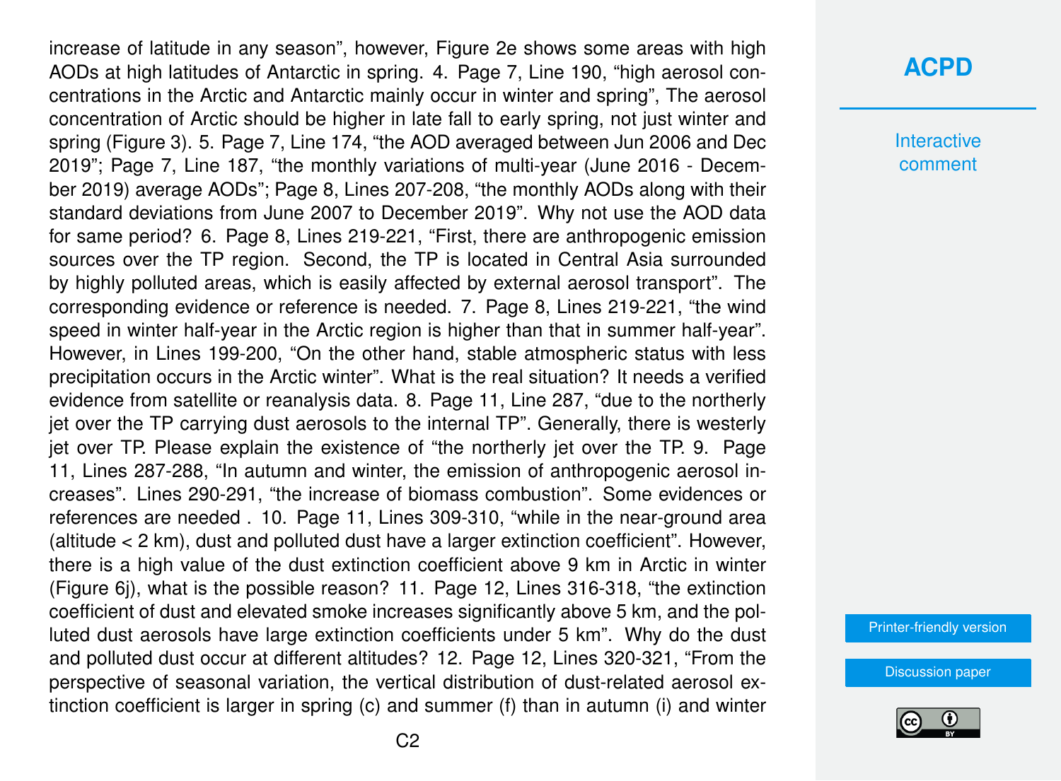increase of latitude in any season", however, Figure 2e shows some areas with high AODs at high latitudes of Antarctic in spring. 4. Page 7, Line 190, "high aerosol concentrations in the Arctic and Antarctic mainly occur in winter and spring", The aerosol concentration of Arctic should be higher in late fall to early spring, not just winter and spring (Figure 3). 5. Page 7, Line 174, "the AOD averaged between Jun 2006 and Dec 2019"; Page 7, Line 187, "the monthly variations of multi-year (June 2016 - December 2019) average AODs"; Page 8, Lines 207-208, "the monthly AODs along with their standard deviations from June 2007 to December 2019". Why not use the AOD data for same period? 6. Page 8, Lines 219-221, "First, there are anthropogenic emission sources over the TP region. Second, the TP is located in Central Asia surrounded by highly polluted areas, which is easily affected by external aerosol transport". The corresponding evidence or reference is needed. 7. Page 8, Lines 219-221, "the wind speed in winter half-year in the Arctic region is higher than that in summer half-year". However, in Lines 199-200, "On the other hand, stable atmospheric status with less precipitation occurs in the Arctic winter". What is the real situation? It needs a verified evidence from satellite or reanalysis data. 8. Page 11, Line 287, "due to the northerly jet over the TP carrying dust aerosols to the internal TP". Generally, there is westerly jet over TP. Please explain the existence of "the northerly jet over the TP. 9. Page 11, Lines 287-288, "In autumn and winter, the emission of anthropogenic aerosol increases". Lines 290-291, "the increase of biomass combustion". Some evidences or references are needed . 10. Page 11, Lines 309-310, "while in the near-ground area (altitude < 2 km), dust and polluted dust have a larger extinction coefficient". However, there is a high value of the dust extinction coefficient above 9 km in Arctic in winter (Figure 6j), what is the possible reason? 11. Page 12, Lines 316-318, "the extinction coefficient of dust and elevated smoke increases significantly above 5 km, and the polluted dust aerosols have large extinction coefficients under 5 km". Why do the dust and polluted dust occur at different altitudes? 12. Page 12, Lines 320-321, "From the perspective of seasonal variation, the vertical distribution of dust-related aerosol extinction coefficient is larger in spring (c) and summer (f) than in autumn (i) and winter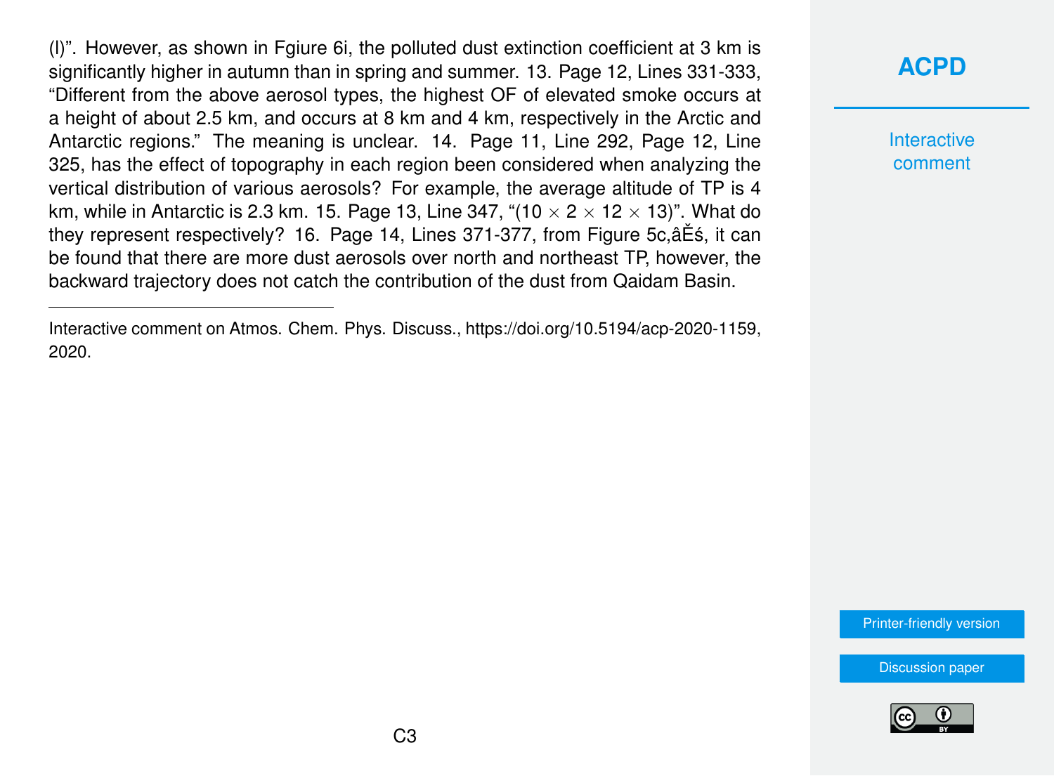(l)". However, as shown in Fgiure 6i, the polluted dust extinction coefficient at 3 km is significantly higher in autumn than in spring and summer. 13. Page 12, Lines 331-333, "Different from the above aerosol types, the highest OF of elevated smoke occurs at a height of about 2.5 km, and occurs at 8 km and 4 km, respectively in the Arctic and Antarctic regions." The meaning is unclear. 14. Page 11, Line 292, Page 12, Line 325, has the effect of topography in each region been considered when analyzing the vertical distribution of various aerosols? For example, the average altitude of TP is 4 km, while in Antarctic is 2.3 km. 15. Page 13, Line 347, "($10 \times 2 \times 12 \times 13$)". What do they represent respectively? 16. Page 14, Lines 371-377, from Figure 5c,âĚś, it can be found that there are more dust aerosols over north and northeast TP, however, the backward trajectory does not catch the contribution of the dust from Qaidam Basin.

---

Interactive comment on Atmos. Chem. Phys. Discuss., https://doi.org/10.5194/acp-2020-1159, 2020.